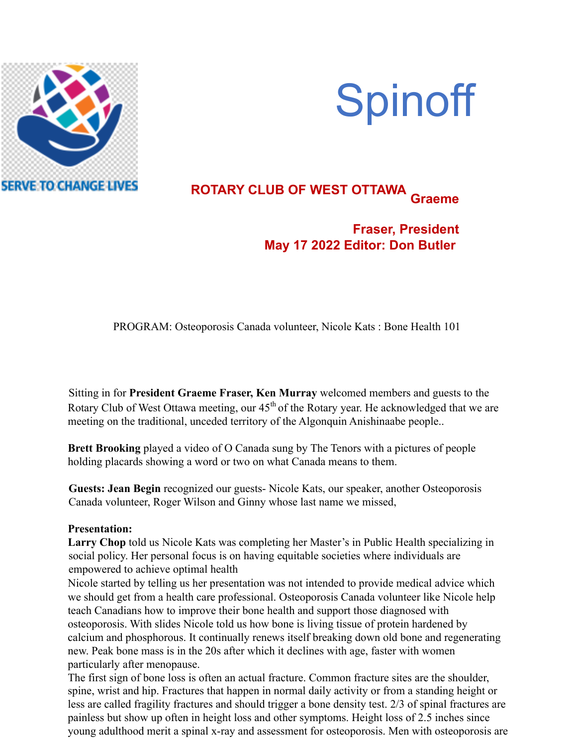SERVE TO CHANGE LIVES

# Spinoff

**ROTARY CLUB OF WEST OTTAWA Graeme Fraser, President**
**May 17 2022 Editor: Don Butler**

PROGRAM: Osteoporosis Canada volunteer, Nicole Kats : Bone Health 101

Sitting in for **President Graeme Fraser, Ken Murray** welcomed members and guests to the Rotary Club of West Ottawa meeting, our 45th of the Rotary year. He acknowledged that we are meeting on the traditional, unceded territory of the Algonquin Anishinaabe people..

**Brett Brooking** played a video of O Canada sung by The Tenors with a pictures of people holding placards showing a word or two on what Canada means to them.

**Guests: Jean Begin** recognized our guests- Nicole Kats, our speaker, another Osteoporosis Canada volunteer, Roger Wilson and Ginny whose last name we missed,

**Presentation:**
**Larry Chop** told us Nicole Kats was completing her Master's in Public Health specializing in social policy. Her personal focus is on having equitable societies where individuals are empowered to achieve optimal health
Nicole started by telling us her presentation was not intended to provide medical advice which we should get from a health care professional. Osteoporosis Canada volunteer like Nicole help teach Canadians how to improve their bone health and support those diagnosed with osteoporosis. With slides Nicole told us how bone is living tissue of protein hardened by calcium and phosphorous. It continually renews itself breaking down old bone and regenerating new. Peak bone mass is in the 20s after which it declines with age, faster with women particularly after menopause.
The first sign of bone loss is often an actual fracture. Common fracture sites are the shoulder, spine, wrist and hip. Fractures that happen in normal daily activity or from a standing height or less are called fragility fractures and should trigger a bone density test. 2/3 of spinal fractures are painless but show up often in height loss and other symptoms. Height loss of 2.5 inches since young adulthood merit a spinal x-ray and assessment for osteoporosis. Men with osteoporosis are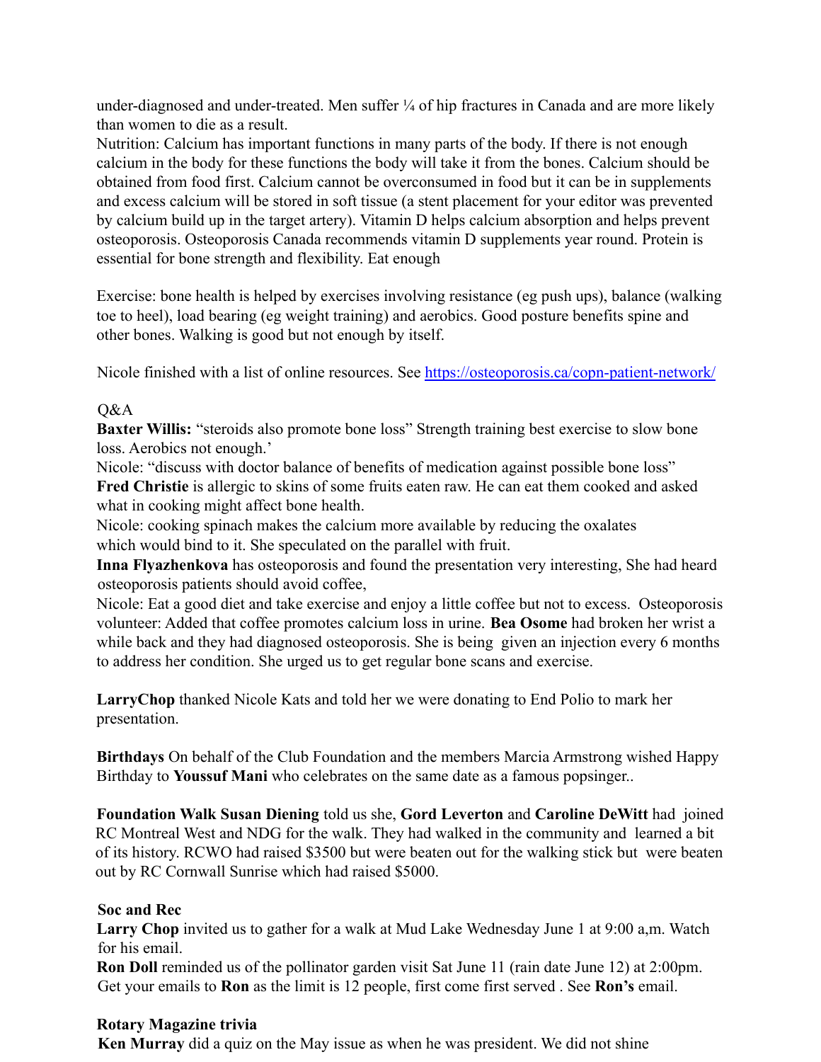under-diagnosed and under-treated. Men suffer ¼ of hip fractures in Canada and are more likely than women to die as a result.

Nutrition: Calcium has important functions in many parts of the body. If there is not enough calcium in the body for these functions the body will take it from the bones. Calcium should be obtained from food first. Calcium cannot be overconsumed in food but it can be in supplements and excess calcium will be stored in soft tissue (a stent placement for your editor was prevented by calcium build up in the target artery). Vitamin D helps calcium absorption and helps prevent osteoporosis. Osteoporosis Canada recommends vitamin D supplements year round. Protein is essential for bone strength and flexibility. Eat enough

Exercise: bone health is helped by exercises involving resistance (eg push ups), balance (walking toe to heel), load bearing (eg weight training) and aerobics. Good posture benefits spine and other bones. Walking is good but not enough by itself.

Nicole finished with a list of online resources. See https://osteoporosis.ca/copn-patient-network/

Q&A

**Baxter Willis:** "steroids also promote bone loss" Strength training best exercise to slow bone loss. Aerobics not enough.'

Nicole: "discuss with doctor balance of benefits of medication against possible bone loss"

**Fred Christie** is allergic to skins of some fruits eaten raw. He can eat them cooked and asked what in cooking might affect bone health.

Nicole: cooking spinach makes the calcium more available by reducing the oxalates which would bind to it. She speculated on the parallel with fruit.

**Inna Flyazhenkova** has osteoporosis and found the presentation very interesting, She had heard osteoporosis patients should avoid coffee,

Nicole: Eat a good diet and take exercise and enjoy a little coffee but not to excess. Osteoporosis volunteer: Added that coffee promotes calcium loss in urine. **Bea Osome** had broken her wrist a while back and they had diagnosed osteoporosis. She is being given an injection every 6 months to address her condition. She urged us to get regular bone scans and exercise.

**LarryChop** thanked Nicole Kats and told her we were donating to End Polio to mark her presentation.

**Birthdays** On behalf of the Club Foundation and the members Marcia Armstrong wished Happy Birthday to **Youssuf Mani** who celebrates on the same date as a famous popsinger..

**Foundation Walk Susan Diening** told us she, **Gord Leverton** and **Caroline DeWitt** had joined RC Montreal West and NDG for the walk. They had walked in the community and learned a bit of its history. RCWO had raised $3500 but were beaten out for the walking stick but were beaten out by RC Cornwall Sunrise which had raised $5000.

**Soc and Rec**

**Larry Chop** invited us to gather for a walk at Mud Lake Wednesday June 1 at 9:00 a,m. Watch for his email.

**Ron Doll** reminded us of the pollinator garden visit Sat June 11 (rain date June 12) at 2:00pm. Get your emails to **Ron** as the limit is 12 people, first come first served . See **Ron's** email.

**Rotary Magazine trivia**

**Ken Murray** did a quiz on the May issue as when he was president. We did not shine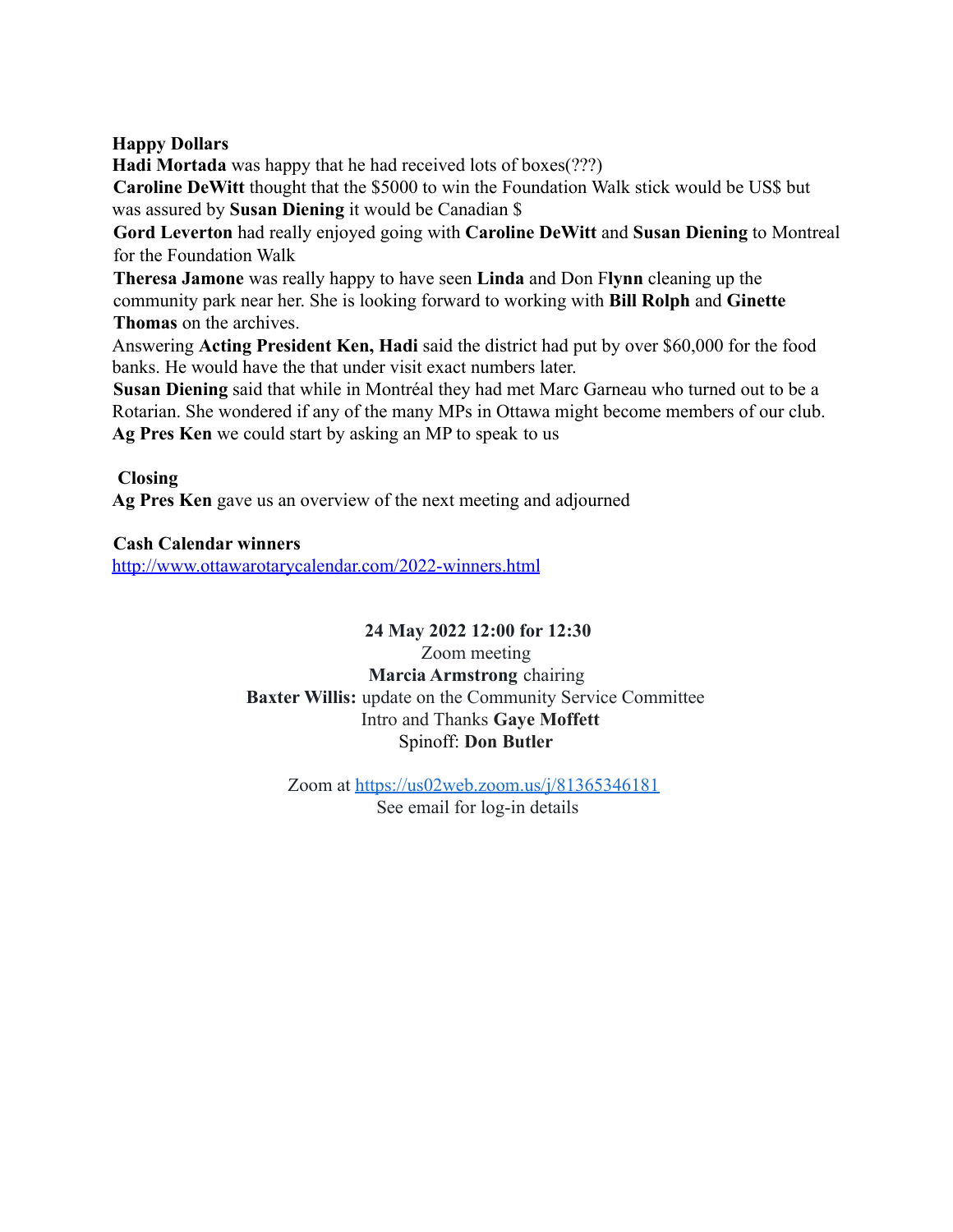**Happy Dollars**

**Hadi Mortada** was happy that he had received lots of boxes(???)

**Caroline DeWitt** thought that the $5000 to win the Foundation Walk stick would be US$ but was assured by **Susan Diening** it would be Canadian $

**Gord Leverton** had really enjoyed going with **Caroline DeWitt** and **Susan Diening** to Montreal for the Foundation Walk

**Theresa Jamone** was really happy to have seen **Linda** and Don F**lynn** cleaning up the community park near her. She is looking forward to working with **Bill Rolph** and **Ginette Thomas** on the archives.

Answering **Acting President Ken, Hadi** said the district had put by over $60,000 for the food banks. He would have the that under visit exact numbers later.

**Susan Diening** said that while in Montréal they had met Marc Garneau who turned out to be a Rotarian. She wondered if any of the many MPs in Ottawa might become members of our club.

**Ag Pres Ken** we could start by asking an MP to speak to us

**Closing**

**Ag Pres Ken** gave us an overview of the next meeting and adjourned

**Cash Calendar winners**

http://www.ottawarotarycalendar.com/2022-winners.html

**24 May 2022 12:00 for 12:30**
Zoom meeting
**Marcia Armstrong** chairing
**Baxter Willis:** update on the Community Service Committee
Intro and Thanks **Gaye Moffett**
Spinoff: **Don Butler**

Zoom at https://us02web.zoom.us/j/81365346181
See email for log-in details